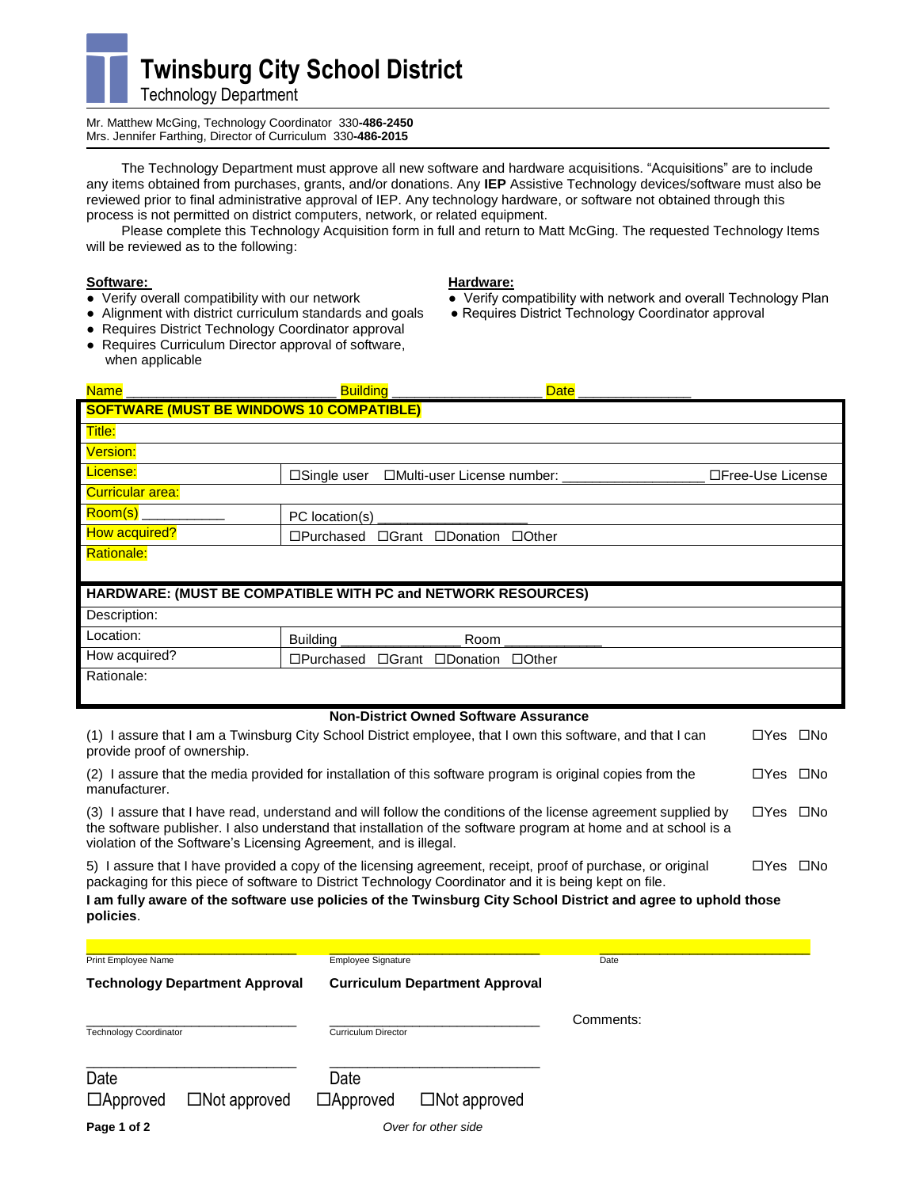# Twinsburg City School District

## Technology Department

Mr. Matthew McGing, Technology Coordinator 330-**486-2450**
Mrs. Jennifer Farthing, Director of Curriculum 330-**486-2015**

The Technology Department must approve all new software and hardware acquisitions. "Acquisitions" are to include any items obtained from purchases, grants, and/or donations. Any **IEP** Assistive Technology devices/software must also be reviewed prior to final administrative approval of IEP. Any technology hardware, or software not obtained through this process is not permitted on district computers, network, or related equipment.

Please complete this Technology Acquisition form in full and return to Matt McGing. The requested Technology Items will be reviewed as to the following:

**Software:**

- Verify overall compatibility with our network
- Alignment with district curriculum standards and goals
- Requires District Technology Coordinator approval
- Requires Curriculum Director approval of software, when applicable

**Hardware:**

- Verify compatibility with network and overall Technology Plan
- Requires District Technology Coordinator approval

Name ___________________________ Building ___________________ Date ______________

| **SOFTWARE (MUST BE WINDOWS 10 COMPATIBLE)** | |
|---|---|
| Title: | |
| Version: | |
| License: | ☐Single user ☐Multi-user License number: __________________ ☐Free-Use License |
| Curricular area: | |
| Room(s) ___________ | PC location(s) ___________________ |
| How acquired? | ☐Purchased ☐Grant ☐Donation ☐Other |
| Rationale: | |

| **HARDWARE: (MUST BE COMPATIBLE WITH PC and NETWORK RESOURCES)** | |
|---|---|
| Description: | |
| Location: | Building _______________ Room ____________ |
| How acquired? | ☐Purchased ☐Grant ☐Donation ☐Other |
| Rationale: | |

**Non-District Owned Software Assurance**

| | |
|---|---|
| (1) I assure that I am a Twinsburg City School District employee, that I own this software, and that I can provide proof of ownership. | ☐Yes ☐No |
| (2) I assure that the media provided for installation of this software program is original copies from the manufacturer. | ☐Yes ☐No |
| (3) I assure that I have read, understand and will follow the conditions of the license agreement supplied by the software publisher. I also understand that installation of the software program at home and at school is a violation of the Software's Licensing Agreement, and is illegal. | ☐Yes ☐No |
| 5) I assure that I have provided a copy of the licensing agreement, receipt, proof of purchase, or original packaging for this piece of software to District Technology Coordinator and it is being kept on file. | ☐Yes ☐No |

**I am fully aware of the software use policies of the Twinsburg City School District and agree to uphold those policies**.

_____________________________ _____________________________ _____________________________
Print Employee Name | Employee Signature | Date

**Technology Department Approval** | **Curriculum Department Approval**

_____________________________ _____________________________ Comments:
Technology Coordinator | Curriculum Director

_____________________________ _____________________________
Date | Date

☐Approved ☐Not approved | ☐Approved ☐Not approved

*Over for other side*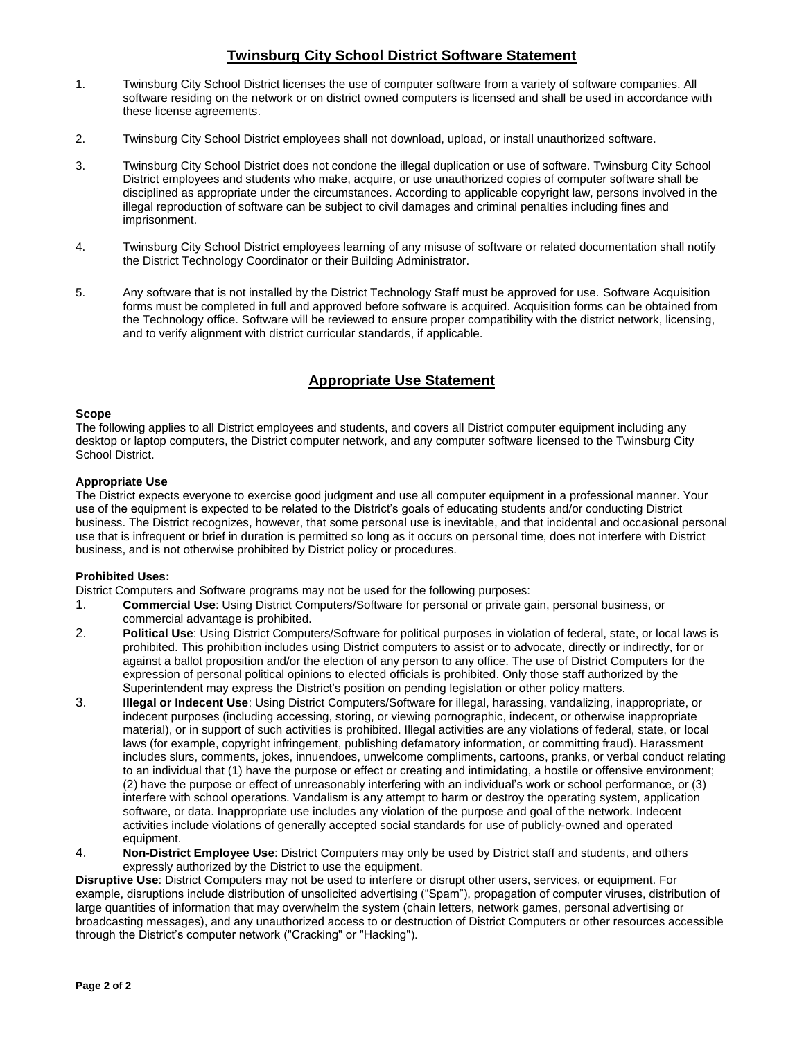## Twinsburg City School District Software Statement

1. Twinsburg City School District licenses the use of computer software from a variety of software companies. All software residing on the network or on district owned computers is licensed and shall be used in accordance with these license agreements.

2. Twinsburg City School District employees shall not download, upload, or install unauthorized software.

3. Twinsburg City School District does not condone the illegal duplication or use of software. Twinsburg City School District employees and students who make, acquire, or use unauthorized copies of computer software shall be disciplined as appropriate under the circumstances. According to applicable copyright law, persons involved in the illegal reproduction of software can be subject to civil damages and criminal penalties including fines and imprisonment.

4. Twinsburg City School District employees learning of any misuse of software or related documentation shall notify the District Technology Coordinator or their Building Administrator.

5. Any software that is not installed by the District Technology Staff must be approved for use. Software Acquisition forms must be completed in full and approved before software is acquired. Acquisition forms can be obtained from the Technology office. Software will be reviewed to ensure proper compatibility with the district network, licensing, and to verify alignment with district curricular standards, if applicable.

## Appropriate Use Statement

**Scope**
The following applies to all District employees and students, and covers all District computer equipment including any desktop or laptop computers, the District computer network, and any computer software licensed to the Twinsburg City School District.

**Appropriate Use**
The District expects everyone to exercise good judgment and use all computer equipment in a professional manner. Your use of the equipment is expected to be related to the District's goals of educating students and/or conducting District business. The District recognizes, however, that some personal use is inevitable, and that incidental and occasional personal use that is infrequent or brief in duration is permitted so long as it occurs on personal time, does not interfere with District business, and is not otherwise prohibited by District policy or procedures.

**Prohibited Uses:**
District Computers and Software programs may not be used for the following purposes:

1. **Commercial Use**: Using District Computers/Software for personal or private gain, personal business, or commercial advantage is prohibited.
2. **Political Use**: Using District Computers/Software for political purposes in violation of federal, state, or local laws is prohibited. This prohibition includes using District computers to assist or to advocate, directly or indirectly, for or against a ballot proposition and/or the election of any person to any office. The use of District Computers for the expression of personal political opinions to elected officials is prohibited. Only those staff authorized by the Superintendent may express the District's position on pending legislation or other policy matters.
3. **Illegal or Indecent Use**: Using District Computers/Software for illegal, harassing, vandalizing, inappropriate, or indecent purposes (including accessing, storing, or viewing pornographic, indecent, or otherwise inappropriate material), or in support of such activities is prohibited. Illegal activities are any violations of federal, state, or local laws (for example, copyright infringement, publishing defamatory information, or committing fraud). Harassment includes slurs, comments, jokes, innuendoes, unwelcome compliments, cartoons, pranks, or verbal conduct relating to an individual that (1) have the purpose or effect or creating and intimidating, a hostile or offensive environment; (2) have the purpose or effect of unreasonably interfering with an individual's work or school performance, or (3) interfere with school operations. Vandalism is any attempt to harm or destroy the operating system, application software, or data. Inappropriate use includes any violation of the purpose and goal of the network. Indecent activities include violations of generally accepted social standards for use of publicly-owned and operated equipment.
4. **Non-District Employee Use**: District Computers may only be used by District staff and students, and others expressly authorized by the District to use the equipment.

**Disruptive Use**: District Computers may not be used to interfere or disrupt other users, services, or equipment. For example, disruptions include distribution of unsolicited advertising ("Spam"), propagation of computer viruses, distribution of large quantities of information that may overwhelm the system (chain letters, network games, personal advertising or broadcasting messages), and any unauthorized access to or destruction of District Computers or other resources accessible through the District's computer network ("Cracking" or "Hacking").